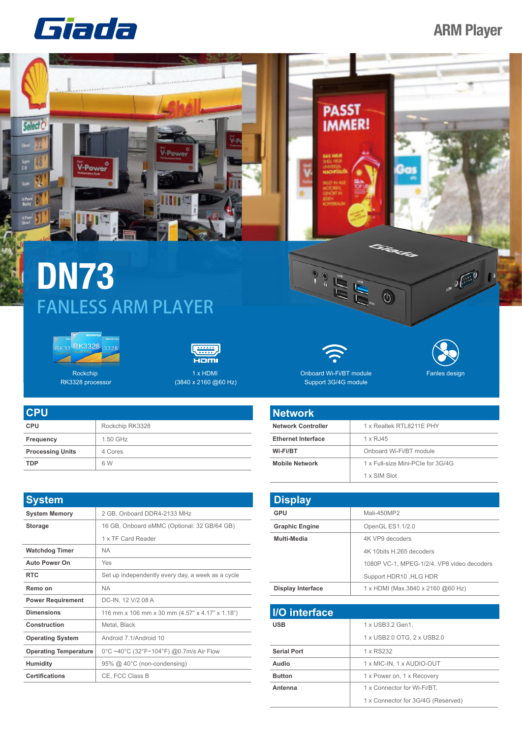Giada

ARM Player

# DN73

## FANLESS ARM PLAYER

Rockchip RK3328 processor

1 x HDMI (3840 x 2160 @60 Hz)

Onboard Wi-Fi/BT module Support 3G/4G module

Fanles design

## CPU

| CPU | Rockchip RK3328 |
|---|---|
| Frequency | 1.50 GHz |
| Processing Units | 4 Cores |
| TDP | 6 W |

## Network

| Network Controller | 1 x Realtek RTL8211E PHY |
|---|---|
| Ethernet Interface | 1 x RJ45 |
| Wi-Fi/BT | Onboard Wi-Fi/BT module |
| Mobile Network | 1 x Full-size Mini-PCIe for 3G/4G |
| | 1 x SIM Slot |

## System

| System Memory | 2 GB, Onboard DDR4-2133 MHz |
|---|---|
| Storage | 16 GB, Onboard eMMC (Optional: 32 GB/64 GB) |
| | 1 x TF Card Reader |
| Watchdog Timer | NA |
| Auto Power On | Yes |
| RTC | Set up independently every day, a week as a cycle |
| Remo on | NA |
| Power Requirement | DC-IN, 12 V/2.08 A |
| Dimensions | 116 mm x 106 mm x 30 mm (4.57" x 4.17" x 1.18") |
| Construction | Metal, Black |
| Operating System | Android 7.1/Android 10 |
| Operating Temperature | 0°C ~40°C (32°F~104°F) @0.7m/s Air Flow |
| Humidity | 95% @ 40°C (non-condensing) |
| Certifications | CE, FCC Class B |

## Display

| GPU | Mali-450MP2 |
|---|---|
| Graphic Engine | OpenGL ES1.1/2.0 |
| Multi-Media | 4K VP9 decoders |
| | 4K 10bits H.265 decoders |
| | 1080P VC-1, MPEG-1/2/4, VP8 video decoders |
| | Support HDR10 ,HLG HDR |
| Display Interface | 1 x HDMI (Max.3840 x 2160 @60 Hz) |

## I/O interface

| USB | 1 x USB3.2 Gen1, |
|---|---|
| | 1 x USB2.0 OTG, 2 x USB2.0 |
| Serial Port | 1 x RS232 |
| Audio | 1 x MIC-IN, 1 x AUDIO-OUT |
| Button | 1 x Power on, 1 x Recovery |
| Antenna | 1 x Connector for Wi-Fi/BT, |
| | 1 x Connector for 3G/4G (Reserved) |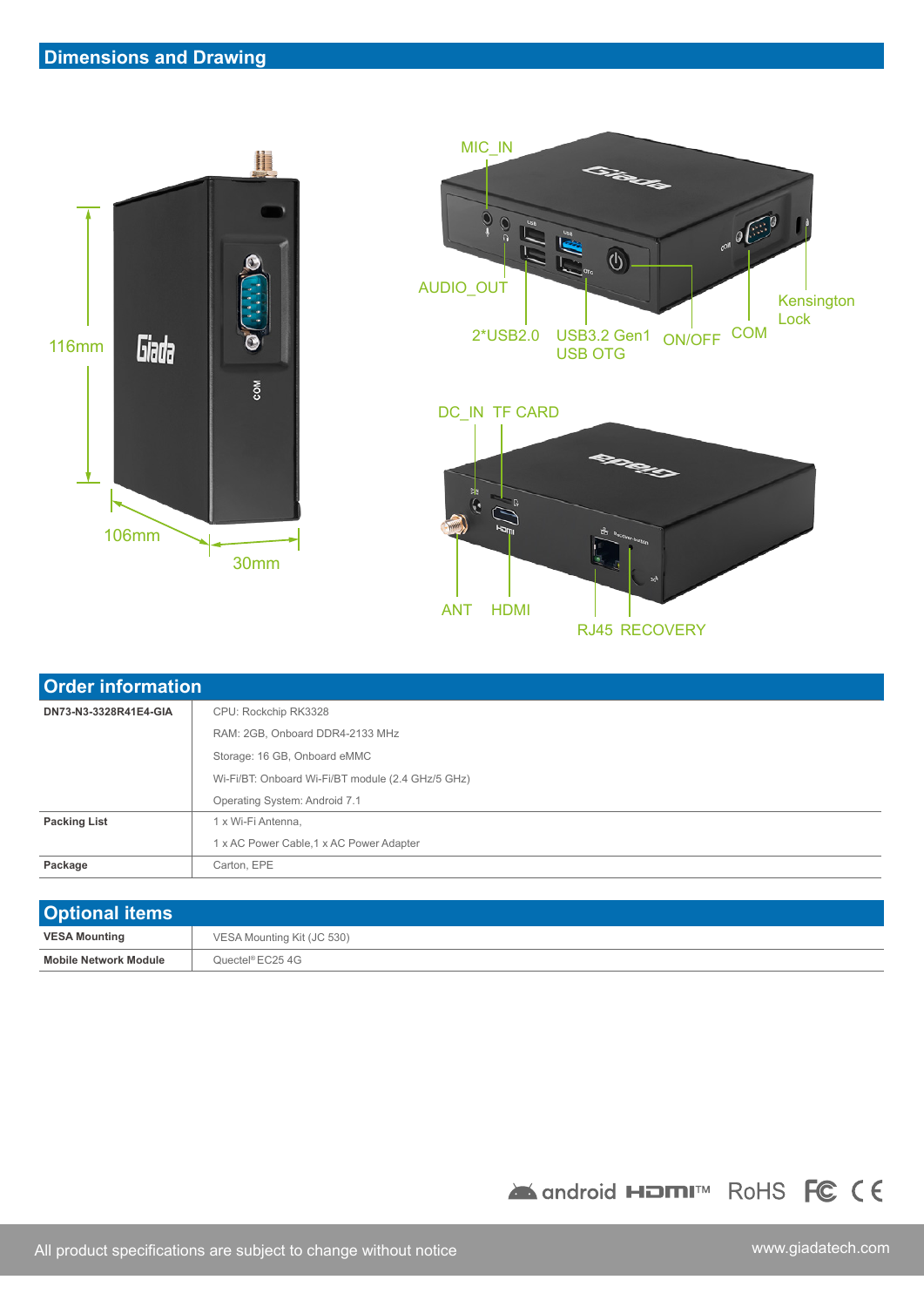## Dimensions and Drawing

116mm
106mm
30mm

MIC_IN
AUDIO_OUT
2*USB2.0
USB3.2 Gen1
USB OTG
ON/OFF
COM
Kensington Lock

DC_IN
TF CARD
ANT
HDMI
RJ45
RECOVERY

## Order information

| | |
|---|---|
| **DN73-N3-3328R41E4-GIA** | CPU: Rockchip RK3328 |
| | RAM: 2GB, Onboard DDR4-2133 MHz |
| | Storage: 16 GB, Onboard eMMC |
| | Wi-Fi/BT: Onboard Wi-Fi/BT module (2.4 GHz/5 GHz) |
| | Operating System: Android 7.1 |
| **Packing List** | 1 x Wi-Fi Antenna, |
| | 1 x AC Power Cable,1 x AC Power Adapter |
| **Package** | Carton, EPE |

## Optional items

| | |
|---|---|
| **VESA Mounting** | VESA Mounting Kit (JC 530) |
| **Mobile Network Module** | Quectel® EC25 4G |

android HDMI™ RoHS FC CE

All product specifications are subject to change without notice

www.giadatech.com